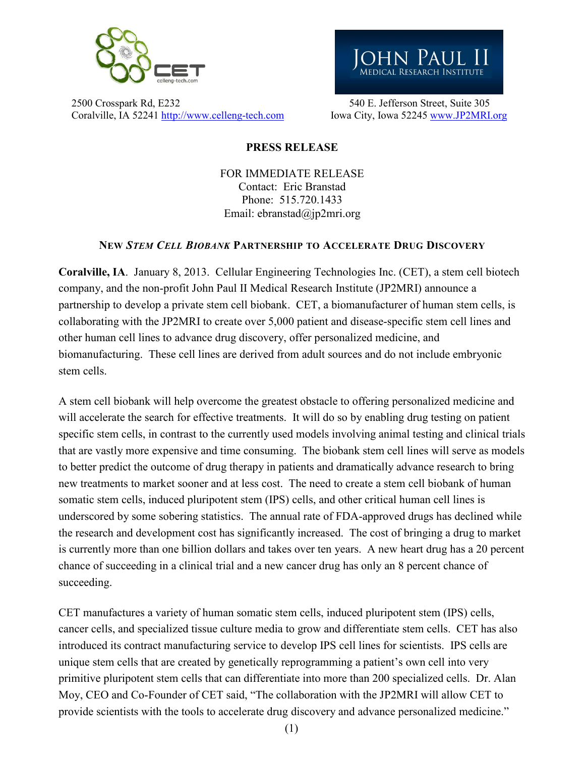CET
celleng-tech.com

2500 Crosspark Rd, E232
Coralville, IA 52241 http://www.celleng-tech.com

JOHN PAUL II
MEDICAL RESEARCH INSTITUTE

540 E. Jefferson Street, Suite 305
Iowa City, Iowa 52245 www.JP2MRI.org

**PRESS RELEASE**

FOR IMMEDIATE RELEASE
Contact: Eric Branstad
Phone: 515.720.1433
Email: ebranstad@jp2mri.org

## NEW *STEM CELL BIOBANK* PARTNERSHIP TO ACCELERATE DRUG DISCOVERY

**Coralville, IA**. January 8, 2013. Cellular Engineering Technologies Inc. (CET), a stem cell biotech company, and the non-profit John Paul II Medical Research Institute (JP2MRI) announce a partnership to develop a private stem cell biobank. CET, a biomanufacturer of human stem cells, is collaborating with the JP2MRI to create over 5,000 patient and disease-specific stem cell lines and other human cell lines to advance drug discovery, offer personalized medicine, and biomanufacturing. These cell lines are derived from adult sources and do not include embryonic stem cells.

A stem cell biobank will help overcome the greatest obstacle to offering personalized medicine and will accelerate the search for effective treatments. It will do so by enabling drug testing on patient specific stem cells, in contrast to the currently used models involving animal testing and clinical trials that are vastly more expensive and time consuming. The biobank stem cell lines will serve as models to better predict the outcome of drug therapy in patients and dramatically advance research to bring new treatments to market sooner and at less cost. The need to create a stem cell biobank of human somatic stem cells, induced pluripotent stem (IPS) cells, and other critical human cell lines is underscored by some sobering statistics. The annual rate of FDA-approved drugs has declined while the research and development cost has significantly increased. The cost of bringing a drug to market is currently more than one billion dollars and takes over ten years. A new heart drug has a 20 percent chance of succeeding in a clinical trial and a new cancer drug has only an 8 percent chance of succeeding.

CET manufactures a variety of human somatic stem cells, induced pluripotent stem (IPS) cells, cancer cells, and specialized tissue culture media to grow and differentiate stem cells. CET has also introduced its contract manufacturing service to develop IPS cell lines for scientists. IPS cells are unique stem cells that are created by genetically reprogramming a patient's own cell into very primitive pluripotent stem cells that can differentiate into more than 200 specialized cells. Dr. Alan Moy, CEO and Co-Founder of CET said, "The collaboration with the JP2MRI will allow CET to provide scientists with the tools to accelerate drug discovery and advance personalized medicine."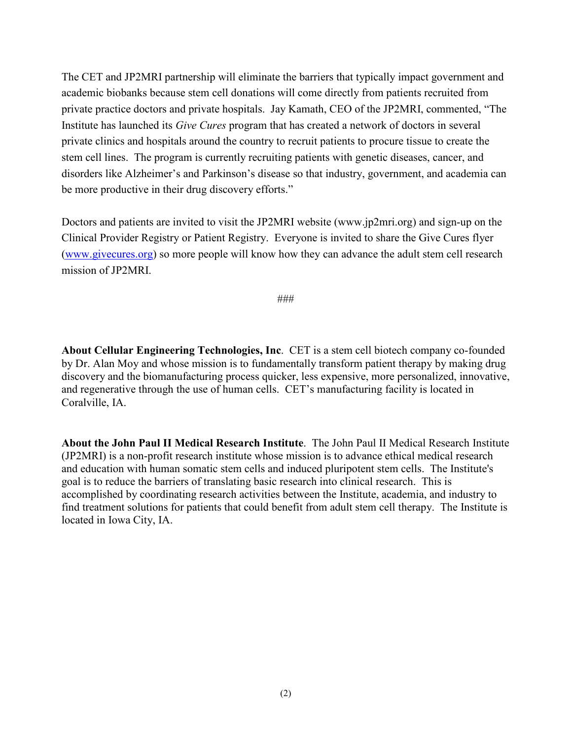The CET and JP2MRI partnership will eliminate the barriers that typically impact government and academic biobanks because stem cell donations will come directly from patients recruited from private practice doctors and private hospitals. Jay Kamath, CEO of the JP2MRI, commented, "The Institute has launched its *Give Cures* program that has created a network of doctors in several private clinics and hospitals around the country to recruit patients to procure tissue to create the stem cell lines. The program is currently recruiting patients with genetic diseases, cancer, and disorders like Alzheimer's and Parkinson's disease so that industry, government, and academia can be more productive in their drug discovery efforts."

Doctors and patients are invited to visit the JP2MRI website (www.jp2mri.org) and sign-up on the Clinical Provider Registry or Patient Registry. Everyone is invited to share the Give Cures flyer ([www.givecures.org](http://www.givecures.org)) so more people will know how they can advance the adult stem cell research mission of JP2MRI.

###

**About Cellular Engineering Technologies, Inc**. CET is a stem cell biotech company co-founded by Dr. Alan Moy and whose mission is to fundamentally transform patient therapy by making drug discovery and the biomanufacturing process quicker, less expensive, more personalized, innovative, and regenerative through the use of human cells. CET's manufacturing facility is located in Coralville, IA.

**About the John Paul II Medical Research Institute**. The John Paul II Medical Research Institute (JP2MRI) is a non-profit research institute whose mission is to advance ethical medical research and education with human somatic stem cells and induced pluripotent stem cells. The Institute's goal is to reduce the barriers of translating basic research into clinical research. This is accomplished by coordinating research activities between the Institute, academia, and industry to find treatment solutions for patients that could benefit from adult stem cell therapy. The Institute is located in Iowa City, IA.